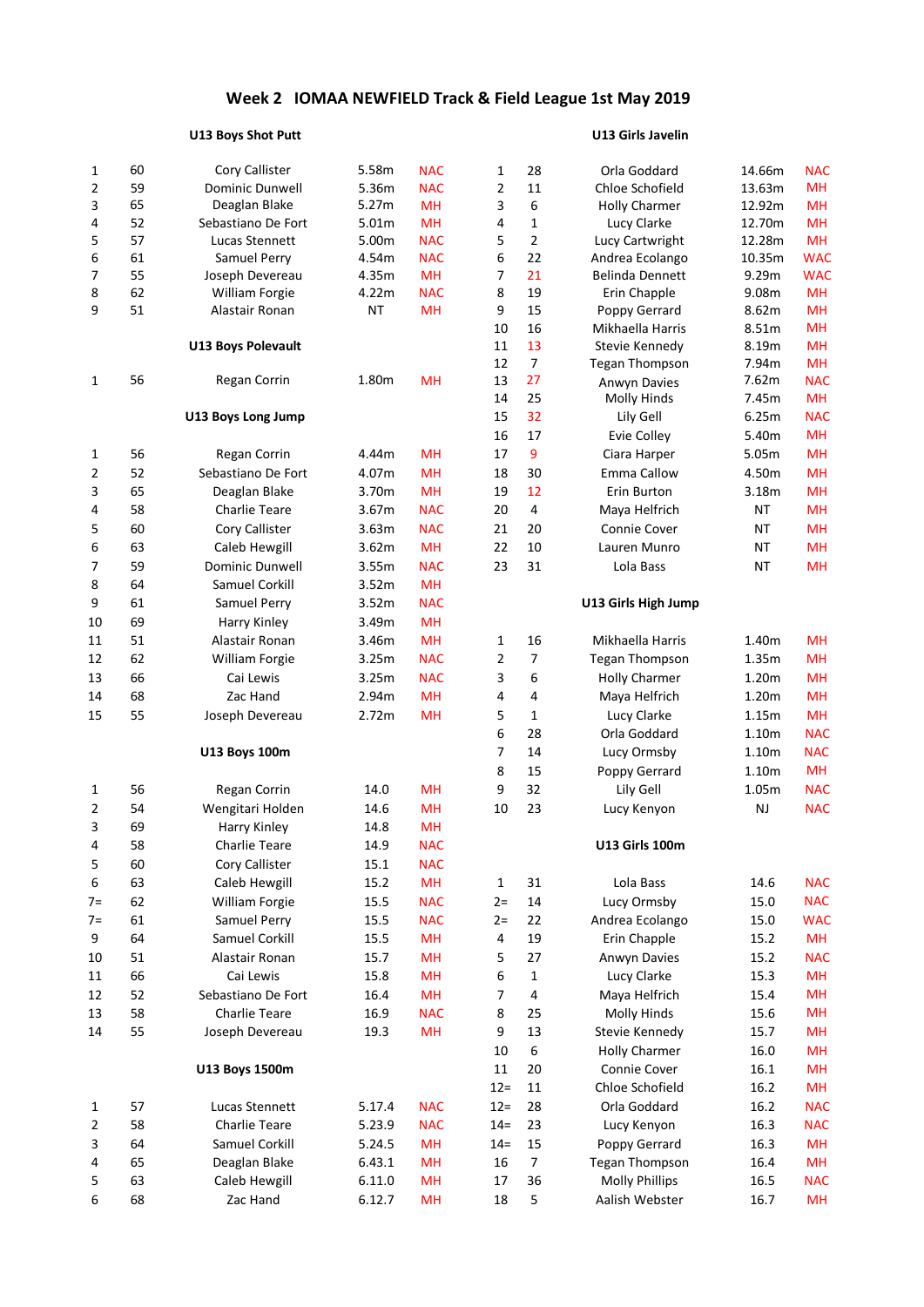# Week 2 IOMAA NEWFIELD Track & Field League 1st May 2019

## U13 Boys Shot Putt

| Pos | No. | Name | Result | Club |
|---|---|---|---|---|
| 1 | 60 | Cory Callister | 5.58m | NAC |
| 2 | 59 | Dominic Dunwell | 5.36m | NAC |
| 3 | 65 | Deaglan Blake | 5.27m | MH |
| 4 | 52 | Sebastiano De Fort | 5.01m | MH |
| 5 | 57 | Lucas Stennett | 5.00m | NAC |
| 6 | 61 | Samuel Perry | 4.54m | NAC |
| 7 | 55 | Joseph Devereau | 4.35m | MH |
| 8 | 62 | William Forgie | 4.22m | NAC |
| 9 | 51 | Alastair Ronan | NT | MH |

## U13 Boys Polevault

| Pos | No. | Name | Result | Club |
|---|---|---|---|---|
| 1 | 56 | Regan Corrin | 1.80m | MH |

## U13 Boys Long Jump

| Pos | No. | Name | Result | Club |
|---|---|---|---|---|
| 1 | 56 | Regan Corrin | 4.44m | MH |
| 2 | 52 | Sebastiano De Fort | 4.07m | MH |
| 3 | 65 | Deaglan Blake | 3.70m | MH |
| 4 | 58 | Charlie Teare | 3.67m | NAC |
| 5 | 60 | Cory Callister | 3.63m | NAC |
| 6 | 63 | Caleb Hewgill | 3.62m | MH |
| 7 | 59 | Dominic Dunwell | 3.55m | NAC |
| 8 | 64 | Samuel Corkill | 3.52m | MH |
| 9 | 61 | Samuel Perry | 3.52m | NAC |
| 10 | 69 | Harry Kinley | 3.49m | MH |
| 11 | 51 | Alastair Ronan | 3.46m | MH |
| 12 | 62 | William Forgie | 3.25m | NAC |
| 13 | 66 | Cai Lewis | 3.25m | NAC |
| 14 | 68 | Zac Hand | 2.94m | MH |
| 15 | 55 | Joseph Devereau | 2.72m | MH |

## U13 Boys 100m

| Pos | No. | Name | Result | Club |
|---|---|---|---|---|
| 1 | 56 | Regan Corrin | 14.0 | MH |
| 2 | 54 | Wengitari Holden | 14.6 | MH |
| 3 | 69 | Harry Kinley | 14.8 | MH |
| 4 | 58 | Charlie Teare | 14.9 | NAC |
| 5 | 60 | Cory Callister | 15.1 | NAC |
| 6 | 63 | Caleb Hewgill | 15.2 | MH |
| 7= | 62 | William Forgie | 15.5 | NAC |
| 7= | 61 | Samuel Perry | 15.5 | NAC |
| 9 | 64 | Samuel Corkill | 15.5 | MH |
| 10 | 51 | Alastair Ronan | 15.7 | MH |
| 11 | 66 | Cai Lewis | 15.8 | MH |
| 12 | 52 | Sebastiano De Fort | 16.4 | MH |
| 13 | 58 | Charlie Teare | 16.9 | NAC |
| 14 | 55 | Joseph Devereau | 19.3 | MH |

## U13 Boys 1500m

| Pos | No. | Name | Result | Club |
|---|---|---|---|---|
| 1 | 57 | Lucas Stennett | 5.17.4 | NAC |
| 2 | 58 | Charlie Teare | 5.23.9 | NAC |
| 3 | 64 | Samuel Corkill | 5.24.5 | MH |
| 4 | 65 | Deaglan Blake | 6.43.1 | MH |
| 5 | 63 | Caleb Hewgill | 6.11.0 | MH |
| 6 | 68 | Zac Hand | 6.12.7 | MH |

## U13 Girls Javelin

| Pos | No. | Name | Result | Club |
|---|---|---|---|---|
| 1 | 28 | Orla Goddard | 14.66m | NAC |
| 2 | 11 | Chloe Schofield | 13.63m | MH |
| 3 | 6 | Holly Charmer | 12.92m | MH |
| 4 | 1 | Lucy Clarke | 12.70m | MH |
| 5 | 2 | Lucy Cartwright | 12.28m | MH |
| 6 | 22 | Andrea Ecolango | 10.35m | WAC |
| 7 | 21 | Belinda Dennett | 9.29m | WAC |
| 8 | 19 | Erin Chapple | 9.08m | MH |
| 9 | 15 | Poppy Gerrard | 8.62m | MH |
| 10 | 16 | Mikhaella Harris | 8.51m | MH |
| 11 | 13 | Stevie Kennedy | 8.19m | MH |
| 12 | 7 | Tegan Thompson | 7.94m | MH |
| 13 | 27 | Anwyn Davies | 7.62m | NAC |
| 14 | 25 | Molly Hinds | 7.45m | MH |
| 15 | 32 | Lily Gell | 6.25m | NAC |
| 16 | 17 | Evie Colley | 5.40m | MH |
| 17 | 9 | Ciara Harper | 5.05m | MH |
| 18 | 30 | Emma Callow | 4.50m | MH |
| 19 | 12 | Erin Burton | 3.18m | MH |
| 20 | 4 | Maya Helfrich | NT | MH |
| 21 | 20 | Connie Cover | NT | MH |
| 22 | 10 | Lauren Munro | NT | MH |
| 23 | 31 | Lola Bass | NT | MH |

## U13 Girls High Jump

| Pos | No. | Name | Result | Club |
|---|---|---|---|---|
| 1 | 16 | Mikhaella Harris | 1.40m | MH |
| 2 | 7 | Tegan Thompson | 1.35m | MH |
| 3 | 6 | Holly Charmer | 1.20m | MH |
| 4 | 4 | Maya Helfrich | 1.20m | MH |
| 5 | 1 | Lucy Clarke | 1.15m | MH |
| 6 | 28 | Orla Goddard | 1.10m | NAC |
| 7 | 14 | Lucy Ormsby | 1.10m | NAC |
| 8 | 15 | Poppy Gerrard | 1.10m | MH |
| 9 | 32 | Lily Gell | 1.05m | NAC |
| 10 | 23 | Lucy Kenyon | NJ | NAC |

## U13 Girls 100m

| Pos | No. | Name | Result | Club |
|---|---|---|---|---|
| 1 | 31 | Lola Bass | 14.6 | NAC |
| 2= | 14 | Lucy Ormsby | 15.0 | NAC |
| 2= | 22 | Andrea Ecolango | 15.0 | WAC |
| 4 | 19 | Erin Chapple | 15.2 | MH |
| 5 | 27 | Anwyn Davies | 15.2 | NAC |
| 6 | 1 | Lucy Clarke | 15.3 | MH |
| 7 | 4 | Maya Helfrich | 15.4 | MH |
| 8 | 25 | Molly Hinds | 15.6 | MH |
| 9 | 13 | Stevie Kennedy | 15.7 | MH |
| 10 | 6 | Holly Charmer | 16.0 | MH |
| 11 | 20 | Connie Cover | 16.1 | MH |
| 12= | 11 | Chloe Schofield | 16.2 | MH |
| 12= | 28 | Orla Goddard | 16.2 | NAC |
| 14= | 23 | Lucy Kenyon | 16.3 | NAC |
| 14= | 15 | Poppy Gerrard | 16.3 | MH |
| 16 | 7 | Tegan Thompson | 16.4 | MH |
| 17 | 36 | Molly Phillips | 16.5 | NAC |
| 18 | 5 | Aalish Webster | 16.7 | MH |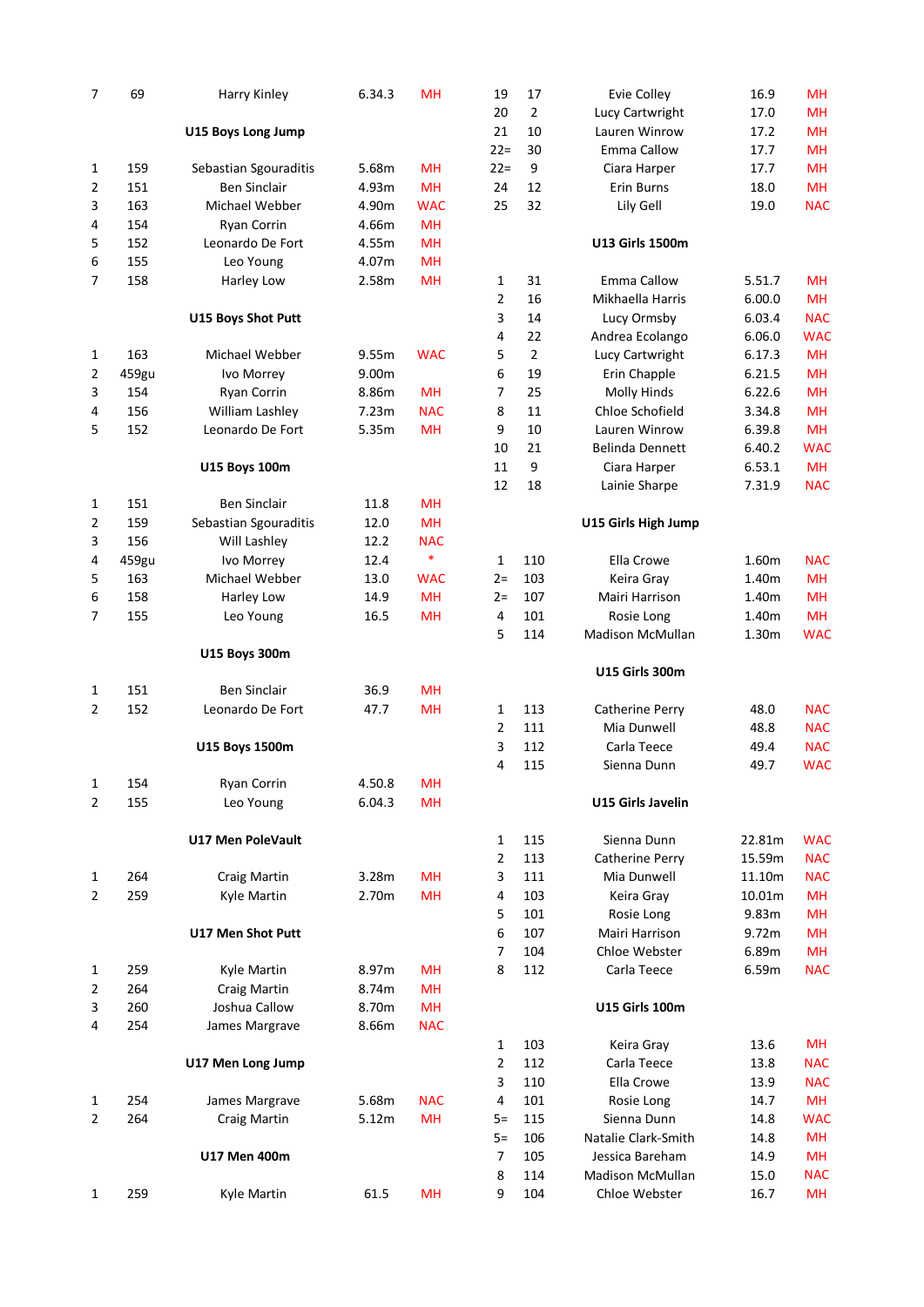| 7 | 69 | Harry Kinley | 6.34.3 | MH |
|---|---|---|---|---|

## U15 Boys Long Jump

| Pos | No | Name | Result | Club |
|---|---|---|---|---|
| 1 | 159 | Sebastian Sgouraditis | 5.68m | MH |
| 2 | 151 | Ben Sinclair | 4.93m | MH |
| 3 | 163 | Michael Webber | 4.90m | WAC |
| 4 | 154 | Ryan Corrin | 4.66m | MH |
| 5 | 152 | Leonardo De Fort | 4.55m | MH |
| 6 | 155 | Leo Young | 4.07m | MH |
| 7 | 158 | Harley Low | 2.58m | MH |

## U15 Boys Shot Putt

| Pos | No | Name | Result | Club |
|---|---|---|---|---|
| 1 | 163 | Michael Webber | 9.55m | WAC |
| 2 | 459gu | Ivo Morrey | 9.00m | |
| 3 | 154 | Ryan Corrin | 8.86m | MH |
| 4 | 156 | William Lashley | 7.23m | NAC |
| 5 | 152 | Leonardo De Fort | 5.35m | MH |

## U15 Boys 100m

| Pos | No | Name | Result | Club |
|---|---|---|---|---|
| 1 | 151 | Ben Sinclair | 11.8 | MH |
| 2 | 159 | Sebastian Sgouraditis | 12.0 | MH |
| 3 | 156 | Will Lashley | 12.2 | NAC |
| 4 | 459gu | Ivo Morrey | 12.4 | * |
| 5 | 163 | Michael Webber | 13.0 | WAC |
| 6 | 158 | Harley Low | 14.9 | MH |
| 7 | 155 | Leo Young | 16.5 | MH |

## U15 Boys 300m

| Pos | No | Name | Result | Club |
|---|---|---|---|---|
| 1 | 151 | Ben Sinclair | 36.9 | MH |
| 2 | 152 | Leonardo De Fort | 47.7 | MH |

## U15 Boys 1500m

| Pos | No | Name | Result | Club |
|---|---|---|---|---|
| 1 | 154 | Ryan Corrin | 4.50.8 | MH |
| 2 | 155 | Leo Young | 6.04.3 | MH |

## U17 Men PoleVault

| Pos | No | Name | Result | Club |
|---|---|---|---|---|
| 1 | 264 | Craig Martin | 3.28m | MH |
| 2 | 259 | Kyle Martin | 2.70m | MH |

## U17 Men Shot Putt

| Pos | No | Name | Result | Club |
|---|---|---|---|---|
| 1 | 259 | Kyle Martin | 8.97m | MH |
| 2 | 264 | Craig Martin | 8.74m | MH |
| 3 | 260 | Joshua Callow | 8.70m | MH |
| 4 | 254 | James Margrave | 8.66m | NAC |

## U17 Men Long Jump

| Pos | No | Name | Result | Club |
|---|---|---|---|---|
| 1 | 254 | James Margrave | 5.68m | NAC |
| 2 | 264 | Craig Martin | 5.12m | MH |

## U17 Men 400m

| Pos | No | Name | Result | Club |
|---|---|---|---|---|
| 1 | 259 | Kyle Martin | 61.5 | MH |

| Pos | No | Name | Result | Club |
|---|---|---|---|---|
| 19 | 17 | Evie Colley | 16.9 | MH |
| 20 | 2 | Lucy Cartwright | 17.0 | MH |
| 21 | 10 | Lauren Winrow | 17.2 | MH |
| 22= | 30 | Emma Callow | 17.7 | MH |
| 22= | 9 | Ciara Harper | 17.7 | MH |
| 24 | 12 | Erin Burns | 18.0 | MH |
| 25 | 32 | Lily Gell | 19.0 | NAC |

## U13 Girls 1500m

| Pos | No | Name | Result | Club |
|---|---|---|---|---|
| 1 | 31 | Emma Callow | 5.51.7 | MH |
| 2 | 16 | Mikhaella Harris | 6.00.0 | MH |
| 3 | 14 | Lucy Ormsby | 6.03.4 | NAC |
| 4 | 22 | Andrea Ecolango | 6.06.0 | WAC |
| 5 | 2 | Lucy Cartwright | 6.17.3 | MH |
| 6 | 19 | Erin Chapple | 6.21.5 | MH |
| 7 | 25 | Molly Hinds | 6.22.6 | MH |
| 8 | 11 | Chloe Schofield | 3.34.8 | MH |
| 9 | 10 | Lauren Winrow | 6.39.8 | MH |
| 10 | 21 | Belinda Dennett | 6.40.2 | WAC |
| 11 | 9 | Ciara Harper | 6.53.1 | MH |
| 12 | 18 | Lainie Sharpe | 7.31.9 | NAC |

## U15 Girls High Jump

| Pos | No | Name | Result | Club |
|---|---|---|---|---|
| 1 | 110 | Ella Crowe | 1.60m | NAC |
| 2= | 103 | Keira Gray | 1.40m | MH |
| 2= | 107 | Mairi Harrison | 1.40m | MH |
| 4 | 101 | Rosie Long | 1.40m | MH |
| 5 | 114 | Madison McMullan | 1.30m | WAC |

## U15 Girls 300m

| Pos | No | Name | Result | Club |
|---|---|---|---|---|
| 1 | 113 | Catherine Perry | 48.0 | NAC |
| 2 | 111 | Mia Dunwell | 48.8 | NAC |
| 3 | 112 | Carla Teece | 49.4 | NAC |
| 4 | 115 | Sienna Dunn | 49.7 | WAC |

## U15 Girls Javelin

| Pos | No | Name | Result | Club |
|---|---|---|---|---|
| 1 | 115 | Sienna Dunn | 22.81m | WAC |
| 2 | 113 | Catherine Perry | 15.59m | NAC |
| 3 | 111 | Mia Dunwell | 11.10m | NAC |
| 4 | 103 | Keira Gray | 10.01m | MH |
| 5 | 101 | Rosie Long | 9.83m | MH |
| 6 | 107 | Mairi Harrison | 9.72m | MH |
| 7 | 104 | Chloe Webster | 6.89m | MH |
| 8 | 112 | Carla Teece | 6.59m | NAC |

## U15 Girls 100m

| Pos | No | Name | Result | Club |
|---|---|---|---|---|
| 1 | 103 | Keira Gray | 13.6 | MH |
| 2 | 112 | Carla Teece | 13.8 | NAC |
| 3 | 110 | Ella Crowe | 13.9 | NAC |
| 4 | 101 | Rosie Long | 14.7 | MH |
| 5= | 115 | Sienna Dunn | 14.8 | WAC |
| 5= | 106 | Natalie Clark-Smith | 14.8 | MH |
| 7 | 105 | Jessica Bareham | 14.9 | MH |
| 8 | 114 | Madison McMullan | 15.0 | NAC |
| 9 | 104 | Chloe Webster | 16.7 | MH |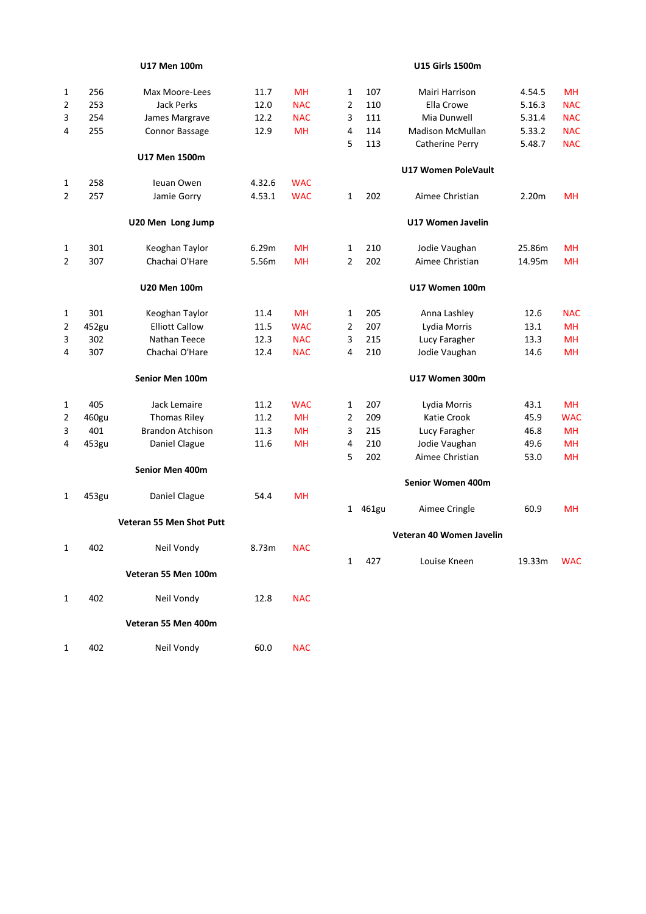### U17 Men 100m

| | | | | |
|---|---|---|---|---|
| 1 | 256 | Max Moore-Lees | 11.7 | MH |
| 2 | 253 | Jack Perks | 12.0 | NAC |
| 3 | 254 | James Margrave | 12.2 | NAC |
| 4 | 255 | Connor Bassage | 12.9 | MH |

### U17 Men 1500m

| | | | | |
|---|---|---|---|---|
| 1 | 258 | Ieuan Owen | 4.32.6 | WAC |
| 2 | 257 | Jamie Gorry | 4.53.1 | WAC |

### U20 Men Long Jump

| | | | | |
|---|---|---|---|---|
| 1 | 301 | Keoghan Taylor | 6.29m | MH |
| 2 | 307 | Chachai O'Hare | 5.56m | MH |

### U20 Men 100m

| | | | | |
|---|---|---|---|---|
| 1 | 301 | Keoghan Taylor | 11.4 | MH |
| 2 | 452gu | Elliott Callow | 11.5 | WAC |
| 3 | 302 | Nathan Teece | 12.3 | NAC |
| 4 | 307 | Chachai O'Hare | 12.4 | NAC |

### Senior Men 100m

| | | | | |
|---|---|---|---|---|
| 1 | 405 | Jack Lemaire | 11.2 | WAC |
| 2 | 460gu | Thomas Riley | 11.2 | MH |
| 3 | 401 | Brandon Atchison | 11.3 | MH |
| 4 | 453gu | Daniel Clague | 11.6 | MH |

### Senior Men 400m

| | | | | |
|---|---|---|---|---|
| 1 | 453gu | Daniel Clague | 54.4 | MH |

### Veteran 55 Men Shot Putt

| | | | | |
|---|---|---|---|---|
| 1 | 402 | Neil Vondy | 8.73m | NAC |

### Veteran 55 Men 100m

| | | | | |
|---|---|---|---|---|
| 1 | 402 | Neil Vondy | 12.8 | NAC |

### Veteran 55 Men 400m

| | | | | |
|---|---|---|---|---|
| 1 | 402 | Neil Vondy | 60.0 | NAC |

### U15 Girls 1500m

| | | | | |
|---|---|---|---|---|
| 1 | 107 | Mairi Harrison | 4.54.5 | MH |
| 2 | 110 | Ella Crowe | 5.16.3 | NAC |
| 3 | 111 | Mia Dunwell | 5.31.4 | NAC |
| 4 | 114 | Madison McMullan | 5.33.2 | NAC |
| 5 | 113 | Catherine Perry | 5.48.7 | NAC |

### U17 Women PoleVault

| | | | | |
|---|---|---|---|---|
| 1 | 202 | Aimee Christian | 2.20m | MH |

### U17 Women Javelin

| | | | | |
|---|---|---|---|---|
| 1 | 210 | Jodie Vaughan | 25.86m | MH |
| 2 | 202 | Aimee Christian | 14.95m | MH |

### U17 Women 100m

| | | | | |
|---|---|---|---|---|
| 1 | 205 | Anna Lashley | 12.6 | NAC |
| 2 | 207 | Lydia Morris | 13.1 | MH |
| 3 | 215 | Lucy Faragher | 13.3 | MH |
| 4 | 210 | Jodie Vaughan | 14.6 | MH |

### U17 Women 300m

| | | | | |
|---|---|---|---|---|
| 1 | 207 | Lydia Morris | 43.1 | MH |
| 2 | 209 | Katie Crook | 45.9 | WAC |
| 3 | 215 | Lucy Faragher | 46.8 | MH |
| 4 | 210 | Jodie Vaughan | 49.6 | MH |
| 5 | 202 | Aimee Christian | 53.0 | MH |

### Senior Women 400m

| | | | | |
|---|---|---|---|---|
| 1 | 461gu | Aimee Cringle | 60.9 | MH |

### Veteran 40 Women Javelin

| | | | | |
|---|---|---|---|---|
| 1 | 427 | Louise Kneen | 19.33m | WAC |